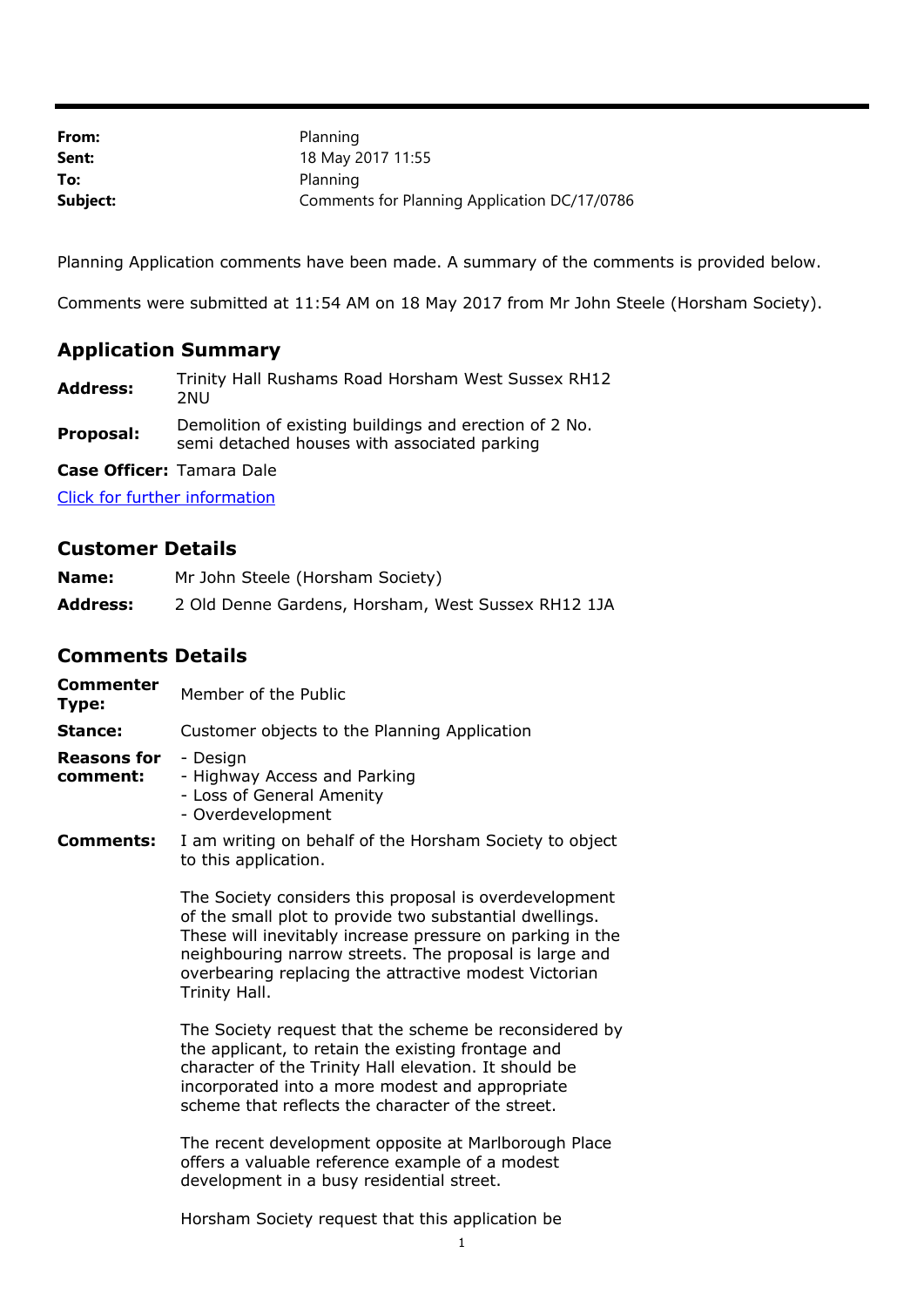| | |
|---|---|
| **From:** | Planning |
| **Sent:** | 18 May 2017 11:55 |
| **To:** | Planning |
| **Subject:** | Comments for Planning Application DC/17/0786 |

Planning Application comments have been made. A summary of the comments is provided below.

Comments were submitted at 11:54 AM on 18 May 2017 from Mr John Steele (Horsham Society).

## Application Summary

| | |
|---|---|
| **Address:** | Trinity Hall Rushams Road Horsham West Sussex RH12 2NU |
| **Proposal:** | Demolition of existing buildings and erection of 2 No. semi detached houses with associated parking |
| **Case Officer:** | Tamara Dale |

[Click for further information]

## Customer Details

| | |
|---|---|
| **Name:** | Mr John Steele (Horsham Society) |
| **Address:** | 2 Old Denne Gardens, Horsham, West Sussex RH12 1JA |

## Comments Details

| | |
|---|---|
| **Commenter Type:** | Member of the Public |
| **Stance:** | Customer objects to the Planning Application |
| **Reasons for comment:** | - Design<br>- Highway Access and Parking<br>- Loss of General Amenity<br>- Overdevelopment |

**Comments:**

I am writing on behalf of the Horsham Society to object to this application.

The Society considers this proposal is overdevelopment of the small plot to provide two substantial dwellings. These will inevitably increase pressure on parking in the neighbouring narrow streets. The proposal is large and overbearing replacing the attractive modest Victorian Trinity Hall.

The Society request that the scheme be reconsidered by the applicant, to retain the existing frontage and character of the Trinity Hall elevation. It should be incorporated into a more modest and appropriate scheme that reflects the character of the street.

The recent development opposite at Marlborough Place offers a valuable reference example of a modest development in a busy residential street.

Horsham Society request that this application be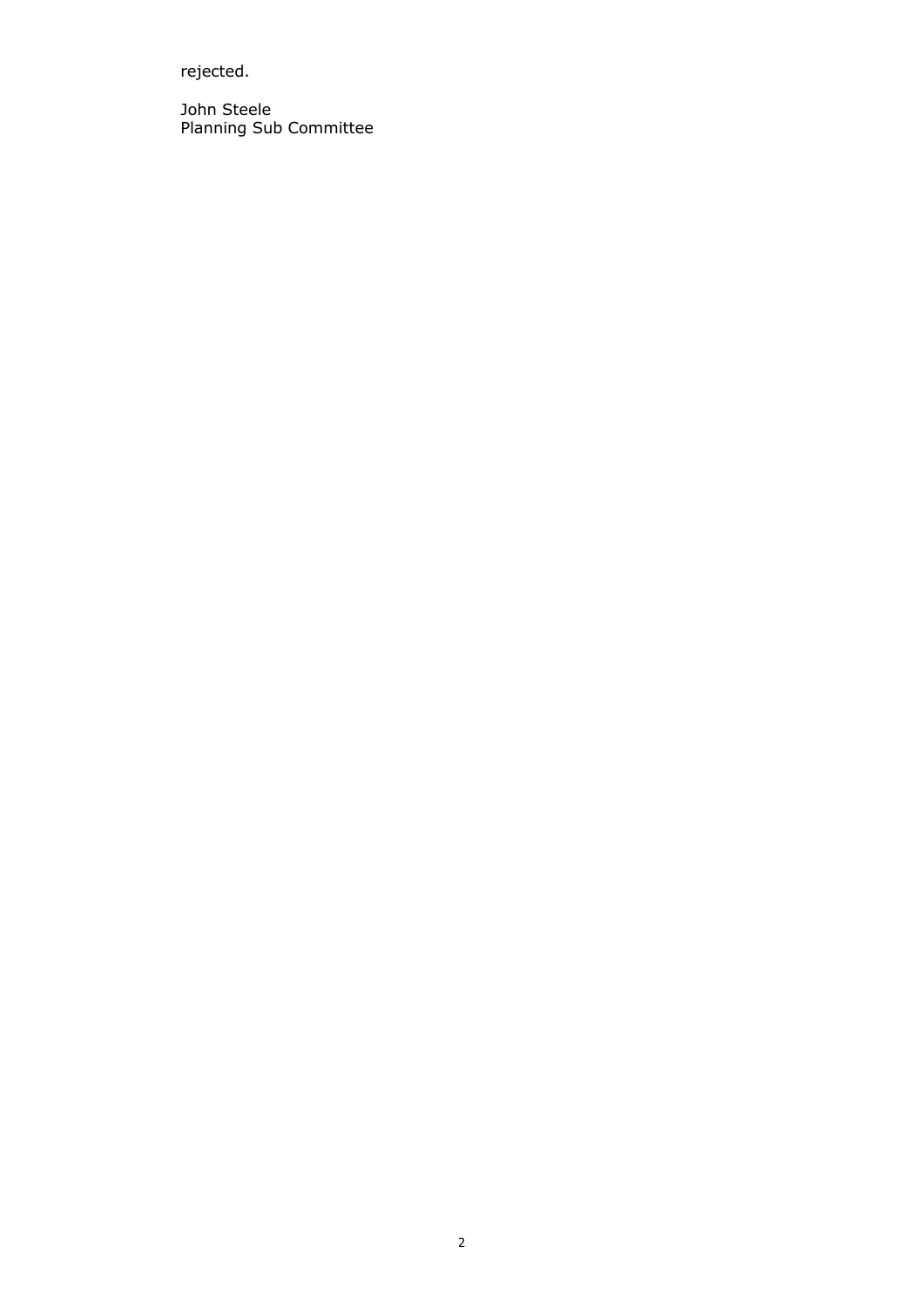rejected.

John Steele
Planning Sub Committee